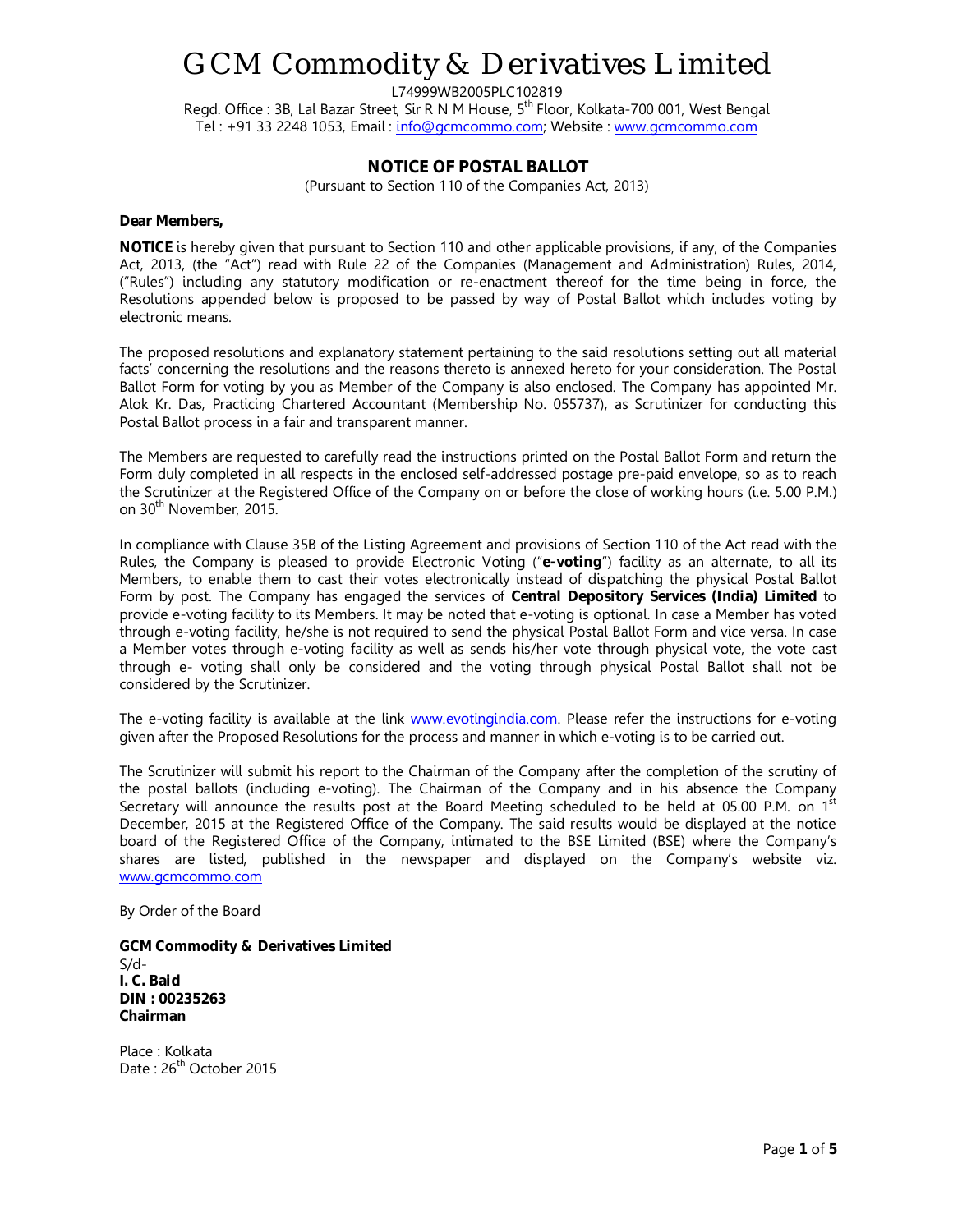# GCM Commodity & Derivatives Limited

L74999WB2005PLC102819
Regd. Office : 3B, Lal Bazar Street, Sir R N M House, 5th Floor, Kolkata-700 001, West Bengal
Tel : +91 33 2248 1053, Email : info@gcmcommo.com; Website : www.gcmcommo.com

## NOTICE OF POSTAL BALLOT

(Pursuant to Section 110 of the Companies Act, 2013)

**Dear Members,**

**NOTICE** is hereby given that pursuant to Section 110 and other applicable provisions, if any, of the Companies Act, 2013, (the "Act") read with Rule 22 of the Companies (Management and Administration) Rules, 2014, ("Rules") including any statutory modification or re-enactment thereof for the time being in force, the Resolutions appended below is proposed to be passed by way of Postal Ballot which includes voting by electronic means.

The proposed resolutions and explanatory statement pertaining to the said resolutions setting out all material facts' concerning the resolutions and the reasons thereto is annexed hereto for your consideration. The Postal Ballot Form for voting by you as Member of the Company is also enclosed. The Company has appointed Mr. Alok Kr. Das, Practicing Chartered Accountant (Membership No. 055737), as Scrutinizer for conducting this Postal Ballot process in a fair and transparent manner.

The Members are requested to carefully read the instructions printed on the Postal Ballot Form and return the Form duly completed in all respects in the enclosed self-addressed postage pre-paid envelope, so as to reach the Scrutinizer at the Registered Office of the Company on or before the close of working hours (i.e. 5.00 P.M.) on 30th November, 2015.

In compliance with Clause 35B of the Listing Agreement and provisions of Section 110 of the Act read with the Rules, the Company is pleased to provide Electronic Voting ("**e-voting**") facility as an alternate, to all its Members, to enable them to cast their votes electronically instead of dispatching the physical Postal Ballot Form by post. The Company has engaged the services of **Central Depository Services (India) Limited** to provide e-voting facility to its Members. It may be noted that e-voting is optional. In case a Member has voted through e-voting facility, he/she is not required to send the physical Postal Ballot Form and vice versa. In case a Member votes through e-voting facility as well as sends his/her vote through physical vote, the vote cast through e- voting shall only be considered and the voting through physical Postal Ballot shall not be considered by the Scrutinizer.

The e-voting facility is available at the link www.evotingindia.com. Please refer the instructions for e-voting given after the Proposed Resolutions for the process and manner in which e-voting is to be carried out.

The Scrutinizer will submit his report to the Chairman of the Company after the completion of the scrutiny of the postal ballots (including e-voting). The Chairman of the Company and in his absence the Company Secretary will announce the results post at the Board Meeting scheduled to be held at 05.00 P.M. on 1st December, 2015 at the Registered Office of the Company. The said results would be displayed at the notice board of the Registered Office of the Company, intimated to the BSE Limited (BSE) where the Company's shares are listed, published in the newspaper and displayed on the Company's website viz. www.gcmcommo.com

By Order of the Board

**GCM Commodity & Derivatives Limited**
S/d-
**I. C. Baid**
**DIN : 00235263**
**Chairman**

Place : Kolkata
Date : 26th October 2015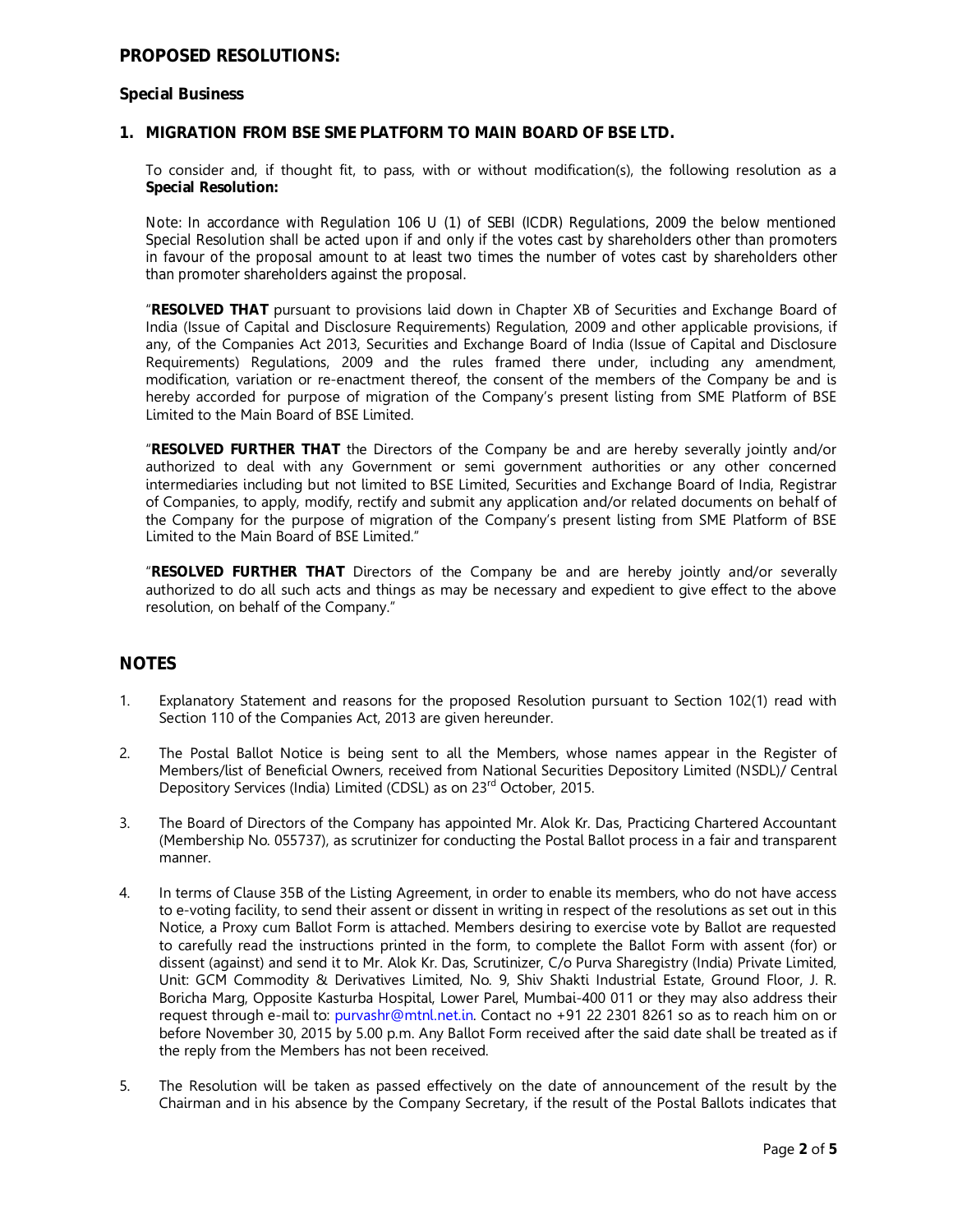## PROPOSED RESOLUTIONS:

### Special Business

### 1. MIGRATION FROM BSE SME PLATFORM TO MAIN BOARD OF BSE LTD.

To consider and, if thought fit, to pass, with or without modification(s), the following resolution as a **Special Resolution:**

Note: In accordance with Regulation 106 U (1) of SEBI (ICDR) Regulations, 2009 the below mentioned Special Resolution shall be acted upon if and only if the votes cast by shareholders other than promoters in favour of the proposal amount to at least two times the number of votes cast by shareholders other than promoter shareholders against the proposal.

"**RESOLVED THAT** pursuant to provisions laid down in Chapter XB of Securities and Exchange Board of India (Issue of Capital and Disclosure Requirements) Regulation, 2009 and other applicable provisions, if any, of the Companies Act 2013, Securities and Exchange Board of India (Issue of Capital and Disclosure Requirements) Regulations, 2009 and the rules framed there under, including any amendment, modification, variation or re-enactment thereof, the consent of the members of the Company be and is hereby accorded for purpose of migration of the Company's present listing from SME Platform of BSE Limited to the Main Board of BSE Limited.

"**RESOLVED FURTHER THAT** the Directors of the Company be and are hereby severally jointly and/or authorized to deal with any Government or semi government authorities or any other concerned intermediaries including but not limited to BSE Limited, Securities and Exchange Board of India, Registrar of Companies, to apply, modify, rectify and submit any application and/or related documents on behalf of the Company for the purpose of migration of the Company's present listing from SME Platform of BSE Limited to the Main Board of BSE Limited."

"**RESOLVED FURTHER THAT** Directors of the Company be and are hereby jointly and/or severally authorized to do all such acts and things as may be necessary and expedient to give effect to the above resolution, on behalf of the Company."

## NOTES

1. Explanatory Statement and reasons for the proposed Resolution pursuant to Section 102(1) read with Section 110 of the Companies Act, 2013 are given hereunder.

2. The Postal Ballot Notice is being sent to all the Members, whose names appear in the Register of Members/list of Beneficial Owners, received from National Securities Depository Limited (NSDL)/ Central Depository Services (India) Limited (CDSL) as on 23rd October, 2015.

3. The Board of Directors of the Company has appointed Mr. Alok Kr. Das, Practicing Chartered Accountant (Membership No. 055737), as scrutinizer for conducting the Postal Ballot process in a fair and transparent manner.

4. In terms of Clause 35B of the Listing Agreement, in order to enable its members, who do not have access to e-voting facility, to send their assent or dissent in writing in respect of the resolutions as set out in this Notice, a Proxy cum Ballot Form is attached. Members desiring to exercise vote by Ballot are requested to carefully read the instructions printed in the form, to complete the Ballot Form with assent (for) or dissent (against) and send it to Mr. Alok Kr. Das, Scrutinizer, C/o Purva Sharegistry (India) Private Limited, Unit: GCM Commodity & Derivatives Limited, No. 9, Shiv Shakti Industrial Estate, Ground Floor, J. R. Boricha Marg, Opposite Kasturba Hospital, Lower Parel, Mumbai-400 011 or they may also address their request through e-mail to: purvashr@mtnl.net.in. Contact no +91 22 2301 8261 so as to reach him on or before November 30, 2015 by 5.00 p.m. Any Ballot Form received after the said date shall be treated as if the reply from the Members has not been received.

5. The Resolution will be taken as passed effectively on the date of announcement of the result by the Chairman and in his absence by the Company Secretary, if the result of the Postal Ballots indicates that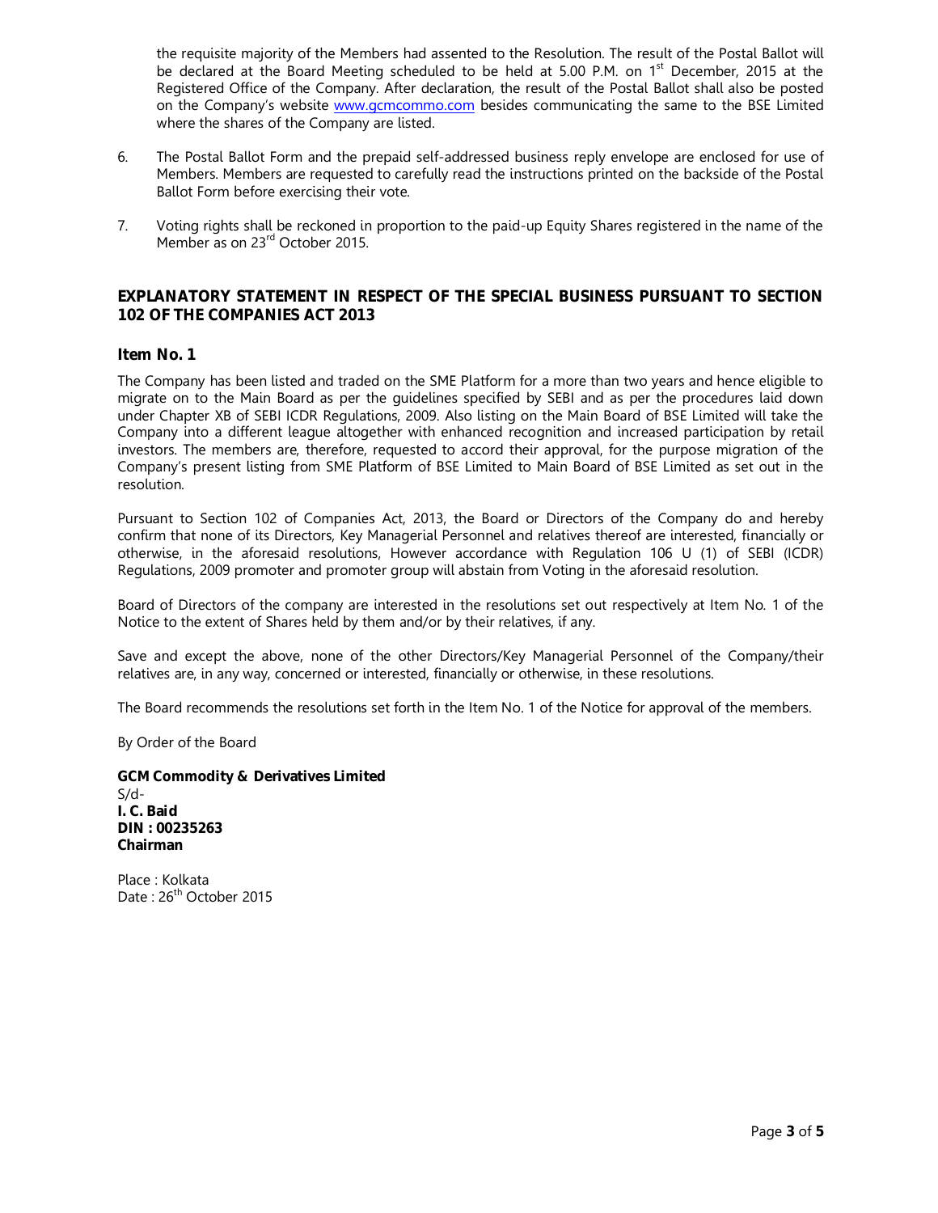the requisite majority of the Members had assented to the Resolution. The result of the Postal Ballot will be declared at the Board Meeting scheduled to be held at 5.00 P.M. on 1st December, 2015 at the Registered Office of the Company. After declaration, the result of the Postal Ballot shall also be posted on the Company's website www.gcmcommo.com besides communicating the same to the BSE Limited where the shares of the Company are listed.

6. The Postal Ballot Form and the prepaid self-addressed business reply envelope are enclosed for use of Members. Members are requested to carefully read the instructions printed on the backside of the Postal Ballot Form before exercising their vote.

7. Voting rights shall be reckoned in proportion to the paid-up Equity Shares registered in the name of the Member as on 23rd October 2015.

## EXPLANATORY STATEMENT IN RESPECT OF THE SPECIAL BUSINESS PURSUANT TO SECTION 102 OF THE COMPANIES ACT 2013

### Item No. 1

The Company has been listed and traded on the SME Platform for a more than two years and hence eligible to migrate on to the Main Board as per the guidelines specified by SEBI and as per the procedures laid down under Chapter XB of SEBI ICDR Regulations, 2009. Also listing on the Main Board of BSE Limited will take the Company into a different league altogether with enhanced recognition and increased participation by retail investors. The members are, therefore, requested to accord their approval, for the purpose migration of the Company's present listing from SME Platform of BSE Limited to Main Board of BSE Limited as set out in the resolution.

Pursuant to Section 102 of Companies Act, 2013, the Board or Directors of the Company do and hereby confirm that none of its Directors, Key Managerial Personnel and relatives thereof are interested, financially or otherwise, in the aforesaid resolutions, However accordance with Regulation 106 U (1) of SEBI (ICDR) Regulations, 2009 promoter and promoter group will abstain from Voting in the aforesaid resolution.

Board of Directors of the company are interested in the resolutions set out respectively at Item No. 1 of the Notice to the extent of Shares held by them and/or by their relatives, if any.

Save and except the above, none of the other Directors/Key Managerial Personnel of the Company/their relatives are, in any way, concerned or interested, financially or otherwise, in these resolutions.

The Board recommends the resolutions set forth in the Item No. 1 of the Notice for approval of the members.

By Order of the Board

**GCM Commodity & Derivatives Limited**
S/d-
**I. C. Baid**
**DIN : 00235263**
**Chairman**

Place : Kolkata
Date : 26th October 2015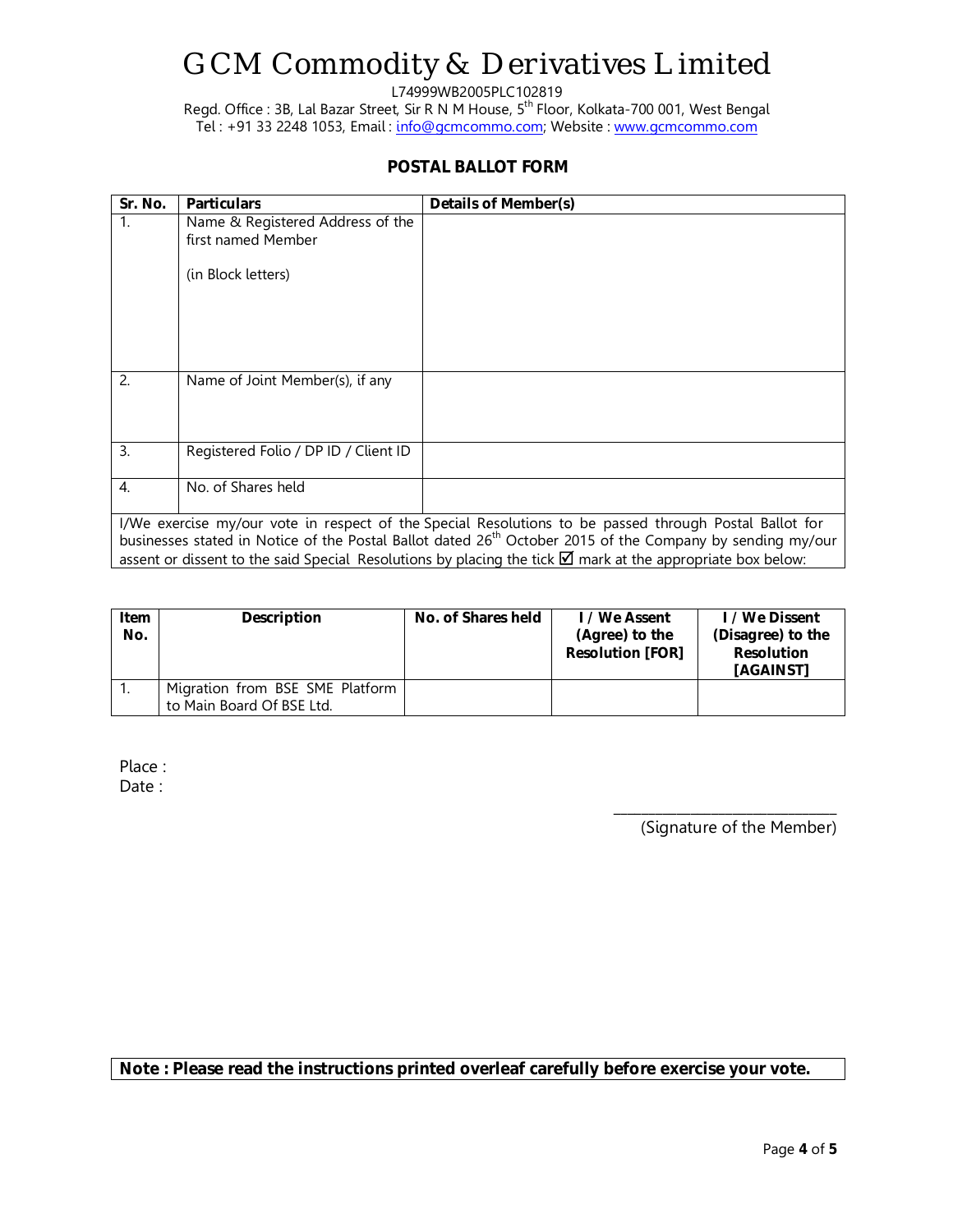# GCM Commodity & Derivatives Limited

L74999WB2005PLC102819

Regd. Office : 3B, Lal Bazar Street, Sir R N M House, 5th Floor, Kolkata-700 001, West Bengal

Tel : +91 33 2248 1053, Email : info@gcmcommo.com; Website : www.gcmcommo.com

## POSTAL BALLOT FORM

| Sr. No. | Particulars | Details of Member(s) |
|---|---|---|
| 1. | Name & Registered Address of the first named Member<br><br>(in Block letters) | |
| 2. | Name of Joint Member(s), if any | |
| 3. | Registered Folio / DP ID / Client ID | |
| 4. | No. of Shares held | |

I/We exercise my/our vote in respect of the Special Resolutions to be passed through Postal Ballot for businesses stated in Notice of the Postal Ballot dated 26th October 2015 of the Company by sending my/our assent or dissent to the said Special Resolutions by placing the tick ☑ mark at the appropriate box below:

| Item No. | Description | No. of Shares held | I / We Assent (Agree) to the Resolution [FOR] | I / We Dissent (Disagree) to the Resolution [AGAINST] |
|---|---|---|---|---|
| 1. | Migration from BSE SME Platform to Main Board Of BSE Ltd. | | | |

Place :

Date :

\_\_\_\_\_\_\_\_\_\_\_\_\_\_\_\_\_\_\_\_\_\_\_\_\_\_\_\_

(Signature of the Member)

**Note : Please read the instructions printed overleaf carefully before exercise your vote.**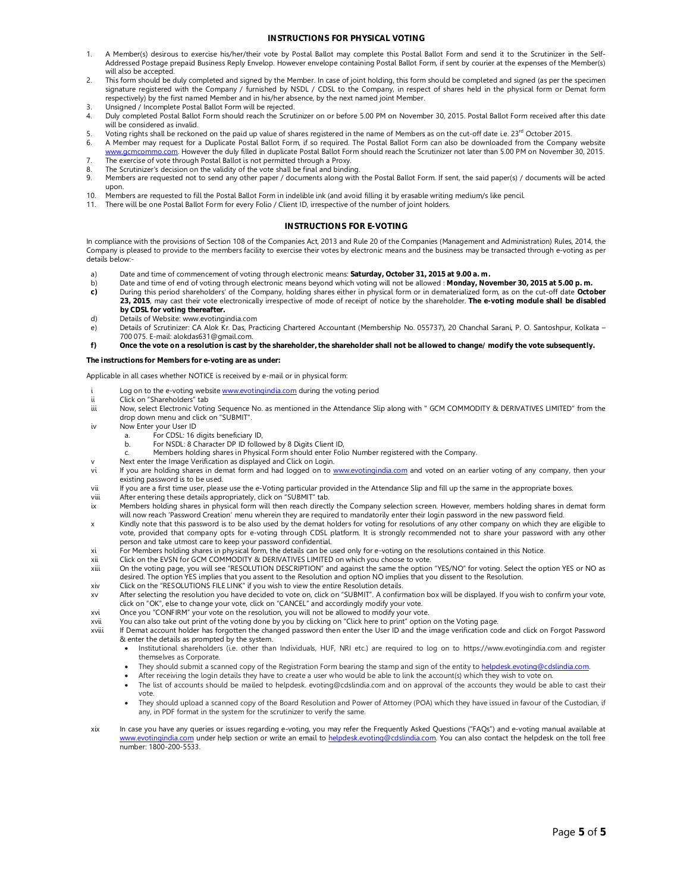## INSTRUCTIONS FOR PHYSICAL VOTING

1. A Member(s) desirous to exercise his/her/their vote by Postal Ballot may complete this Postal Ballot Form and send it to the Scrutinizer in the Self-Addressed Postage prepaid Business Reply Envelop. However envelope containing Postal Ballot Form, if sent by courier at the expenses of the Member(s) will also be accepted.
2. This form should be duly completed and signed by the Member. In case of joint holding, this form should be completed and signed (as per the specimen signature registered with the Company / furnished by NSDL / CDSL to the Company, in respect of shares held in the physical form or Demat form respectively) by the first named Member and in his/her absence, by the next named joint Member.
3. Unsigned / Incomplete Postal Ballot Form will be rejected.
4. Duly completed Postal Ballot Form should reach the Scrutinizer on or before 5.00 PM on November 30, 2015. Postal Ballot Form received after this date will be considered as invalid.
5. Voting rights shall be reckoned on the paid up value of shares registered in the name of Members as on the cut-off date i.e. 23rd October 2015.
6. A Member may request for a Duplicate Postal Ballot Form, if so required. The Postal Ballot Form can also be downloaded from the Company website www.gcmcommo.com. However the duly filled in duplicate Postal Ballot Form should reach the Scrutinizer not later than 5.00 PM on November 30, 2015.
7. The exercise of vote through Postal Ballot is not permitted through a Proxy.
8. The Scrutinizer's decision on the validity of the vote shall be final and binding.
9. Members are requested not to send any other paper / documents along with the Postal Ballot Form. If sent, the said paper(s) / documents will be acted upon.
10. Members are requested to fill the Postal Ballot Form in indelible ink (and avoid filling it by erasable writing medium/s like pencil.
11. There will be one Postal Ballot Form for every Folio / Client ID, irrespective of the number of joint holders.

## INSTRUCTIONS FOR E-VOTING

In compliance with the provisions of Section 108 of the Companies Act, 2013 and Rule 20 of the Companies (Management and Administration) Rules, 2014, the Company is pleased to provide to the members facility to exercise their votes by electronic means and the business may be transacted through e-voting as per details below:-

a) Date and time of commencement of voting through electronic means: **Saturday, October 31, 2015 at 9.00 a. m.**

b) Date and time of end of voting through electronic means beyond which voting will not be allowed : **Monday, November 30, 2015 at 5.00 p. m.**

**c)** During this period shareholders' of the Company, holding shares either in physical form or in dematerialized form, as on the cut-off date **October 23, 2015**, may cast their vote electronically irrespective of mode of receipt of notice by the shareholder. **The e-voting module shall be disabled by CDSL for voting thereafter.**

d) Details of Website: www.evotingindia.com

e) Details of Scrutinizer: CA Alok Kr. Das, Practicing Chartered Accountant (Membership No. 055737), 20 Chanchal Sarani, P. O. Santoshpur, Kolkata – 700 075. E-mail: alokdas631@gmail.com.

**f) Once the vote on a resolution is cast by the shareholder, the shareholder shall not be allowed to change/ modify the vote subsequently.**

**The instructions for Members for e-voting are as under:**

Applicable in all cases whether NOTICE is received by e-mail or in physical form:

i Log on to the e-voting website www.evotingindia.com during the voting period

ii Click on "Shareholders" tab

iii Now, select Electronic Voting Sequence No. as mentioned in the Attendance Slip along with " GCM COMMODITY & DERIVATIVES LIMITED" from the drop down menu and click on "SUBMIT".

iv Now Enter your User ID
   a. For CDSL: 16 digits beneficiary ID,
   b. For NSDL: 8 Character DP ID followed by 8 Digits Client ID,
   c. Members holding shares in Physical Form should enter Folio Number registered with the Company.

v Next enter the Image Verification as displayed and Click on Login.

vi If you are holding shares in demat form and had logged on to www.evotingindia.com and voted on an earlier voting of any company, then your existing password is to be used.

vii If you are a first time user, please use the e-Voting particular provided in the Attendance Slip and fill up the same in the appropriate boxes.

viii After entering these details appropriately, click on "SUBMIT" tab.

ix Members holding shares in physical form will then reach directly the Company selection screen. However, members holding shares in demat form will now reach 'Password Creation' menu wherein they are required to mandatorily enter their login password in the new password field.

x Kindly note that this password is to be also used by the demat holders for voting for resolutions of any other company on which they are eligible to vote, provided that company opts for e-voting through CDSL platform. It is strongly recommended not to share your password with any other person and take utmost care to keep your password confidential.

xi For Members holding shares in physical form, the details can be used only for e-voting on the resolutions contained in this Notice.

xii Click on the EVSN for GCM COMMODITY & DERIVATIVES LIMITED on which you choose to vote.

xiii On the voting page, you will see "RESOLUTION DESCRIPTION" and against the same the option "YES/NO" for voting. Select the option YES or NO as desired. The option YES implies that you assent to the Resolution and option NO implies that you dissent to the Resolution.

xiv Click on the "RESOLUTIONS FILE LINK" if you wish to view the entire Resolution details.

xv After selecting the resolution you have decided to vote on, click on "SUBMIT". A confirmation box will be displayed. If you wish to confirm your vote, click on "OK", else to change your vote, click on "CANCEL" and accordingly modify your vote.

xvi Once you "CONFIRM" your vote on the resolution, you will not be allowed to modify your vote.

xvii You can also take out print of the voting done by you by clicking on "Click here to print" option on the Voting page.

xviii If Demat account holder has forgotten the changed password then enter the User ID and the image verification code and click on Forgot Password & enter the details as prompted by the system.
- Institutional shareholders (i.e. other than Individuals, HUF, NRI etc.) are required to log on to https://www.evotingindia.com and register themselves as Corporate.
- They should submit a scanned copy of the Registration Form bearing the stamp and sign of the entity to helpdesk.evoting@cdslindia.com.
- After receiving the login details they have to create a user who would be able to link the account(s) which they wish to vote on.
- The list of accounts should be mailed to helpdesk. evoting@cdslindia.com and on approval of the accounts they would be able to cast their vote.
- They should upload a scanned copy of the Board Resolution and Power of Attorney (POA) which they have issued in favour of the Custodian, if any, in PDF format in the system for the scrutinizer to verify the same.

xix In case you have any queries or issues regarding e-voting, you may refer the Frequently Asked Questions ("FAQs") and e-voting manual available at www.evotingindia.com under help section or write an email to helpdesk.evoting@cdslindia.com. You can also contact the helpdesk on the toll free number: 1800-200-5533.